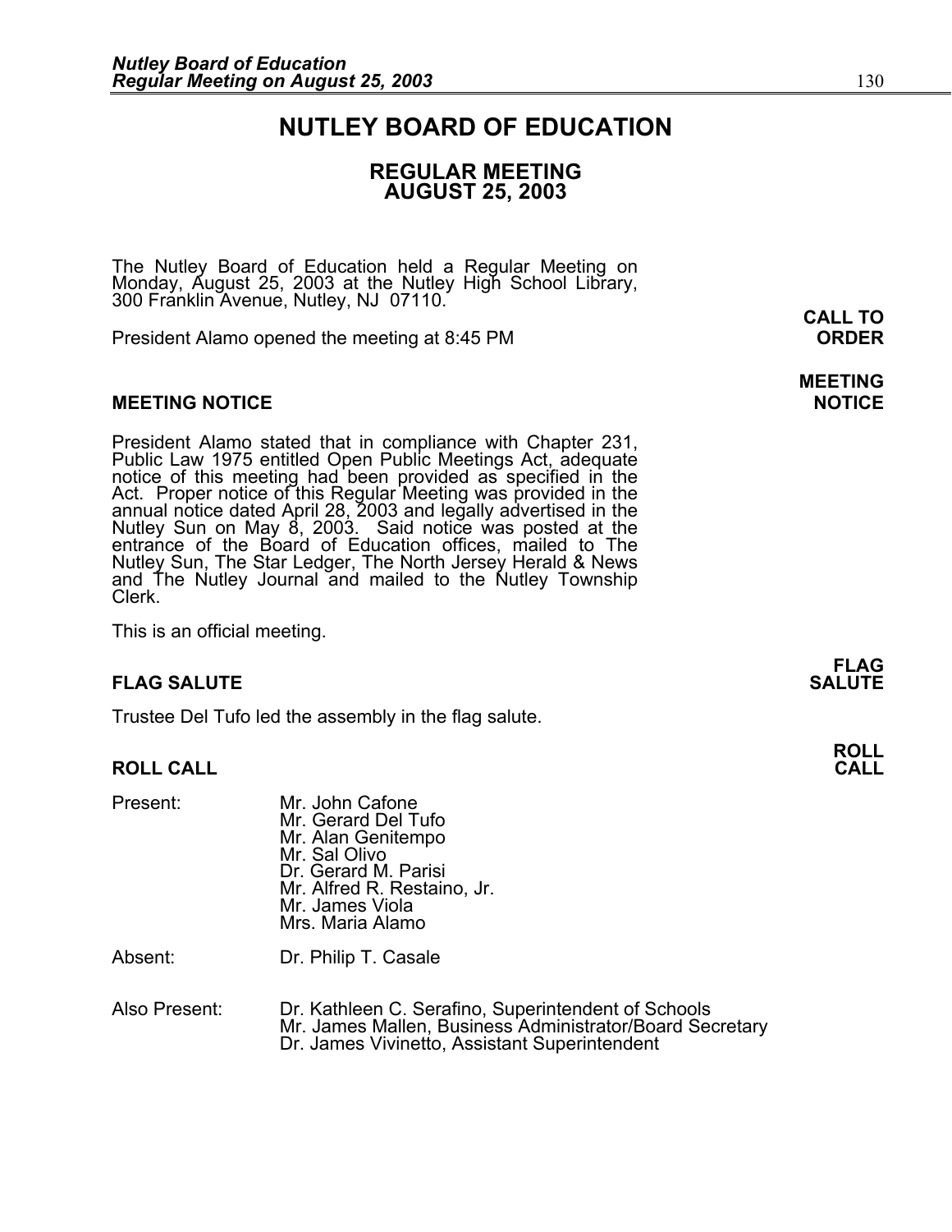# NUTLEY BOARD OF EDUCATION

## REGULAR MEETING
## AUGUST 25, 2003

The Nutley Board of Education held a Regular Meeting on Monday, August 25, 2003 at the Nutley High School Library, 300 Franklin Avenue, Nutley, NJ 07110.

**CALL TO ORDER**

President Alamo opened the meeting at 8:45 PM

**MEETING NOTICE**

### MEETING NOTICE

President Alamo stated that in compliance with Chapter 231, Public Law 1975 entitled Open Public Meetings Act, adequate notice of this meeting had been provided as specified in the Act. Proper notice of this Regular Meeting was provided in the annual notice dated April 28, 2003 and legally advertised in the Nutley Sun on May 8, 2003. Said notice was posted at the entrance of the Board of Education offices, mailed to The Nutley Sun, The Star Ledger, The North Jersey Herald & News and The Nutley Journal and mailed to the Nutley Township Clerk.

This is an official meeting.

**FLAG SALUTE**

### FLAG SALUTE

Trustee Del Tufo led the assembly in the flag salute.

**ROLL CALL**

### ROLL CALL

| | |
|---|---|
| Present: | Mr. John Cafone<br>Mr. Gerard Del Tufo<br>Mr. Alan Genitempo<br>Mr. Sal Olivo<br>Dr. Gerard M. Parisi<br>Mr. Alfred R. Restaino, Jr.<br>Mr. James Viola<br>Mrs. Maria Alamo |
| Absent: | Dr. Philip T. Casale |
| Also Present: | Dr. Kathleen C. Serafino, Superintendent of Schools<br>Mr. James Mallen, Business Administrator/Board Secretary<br>Dr. James Vivinetto, Assistant Superintendent |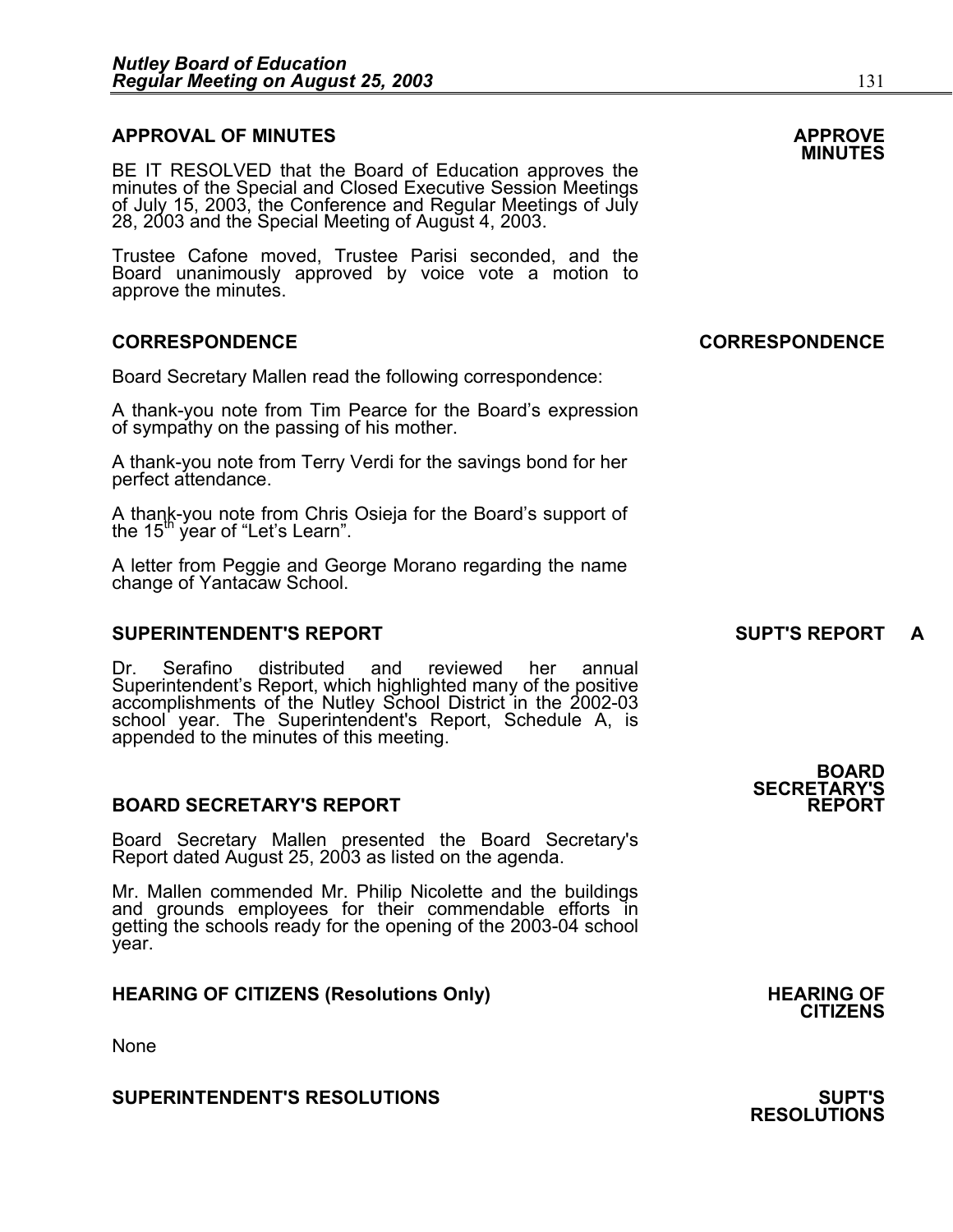## APPROVAL OF MINUTES

**APPROVE MINUTES**

BE IT RESOLVED that the Board of Education approves the minutes of the Special and Closed Executive Session Meetings of July 15, 2003, the Conference and Regular Meetings of July 28, 2003 and the Special Meeting of August 4, 2003.

Trustee Cafone moved, Trustee Parisi seconded, and the Board unanimously approved by voice vote a motion to approve the minutes.

## CORRESPONDENCE

**CORRESPONDENCE**

Board Secretary Mallen read the following correspondence:

A thank-you note from Tim Pearce for the Board's expression of sympathy on the passing of his mother.

A thank-you note from Terry Verdi for the savings bond for her perfect attendance.

A thank-you note from Chris Osieja for the Board's support of the 15th year of "Let's Learn".

A letter from Peggie and George Morano regarding the name change of Yantacaw School.

## SUPERINTENDENT'S REPORT

**SUPT'S REPORT A**

Dr. Serafino distributed and reviewed her annual Superintendent's Report, which highlighted many of the positive accomplishments of the Nutley School District in the 2002-03 school year. The Superintendent's Report, Schedule A, is appended to the minutes of this meeting.

## BOARD SECRETARY'S REPORT

**BOARD SECRETARY'S REPORT**

Board Secretary Mallen presented the Board Secretary's Report dated August 25, 2003 as listed on the agenda.

Mr. Mallen commended Mr. Philip Nicolette and the buildings and grounds employees for their commendable efforts in getting the schools ready for the opening of the 2003-04 school year.

## HEARING OF CITIZENS (Resolutions Only)

**HEARING OF CITIZENS**

None

## SUPERINTENDENT'S RESOLUTIONS

**SUPT'S RESOLUTIONS**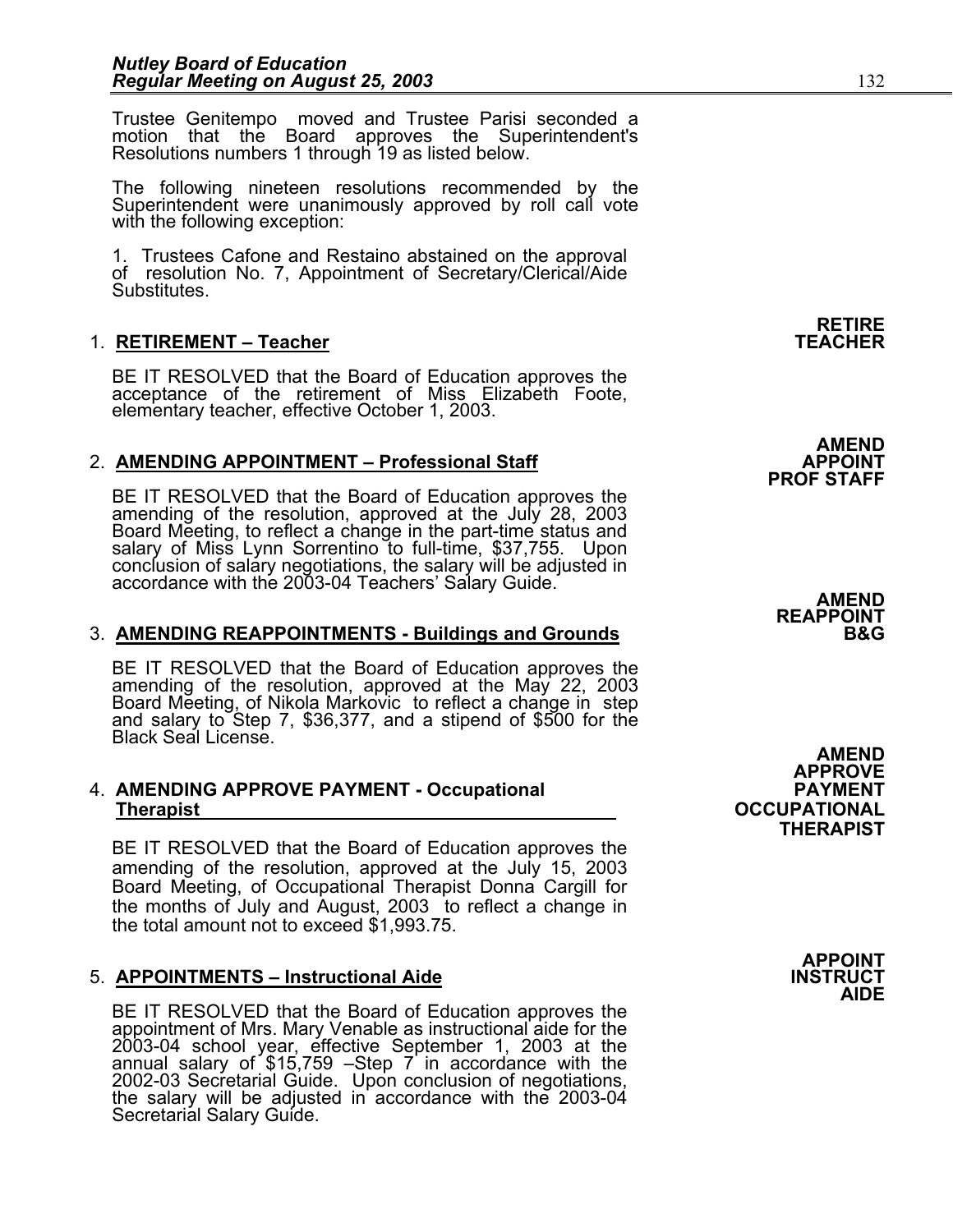Trustee Genitempo moved and Trustee Parisi seconded a motion that the Board approves the Superintendent's Resolutions numbers 1 through 19 as listed below.

The following nineteen resolutions recommended by the Superintendent were unanimously approved by roll call vote with the following exception:

1. Trustees Cafone and Restaino abstained on the approval of resolution No. 7, Appointment of Secretary/Clerical/Aide Substitutes.

**RETIRE TEACHER**

1. **RETIREMENT – Teacher**

   BE IT RESOLVED that the Board of Education approves the acceptance of the retirement of Miss Elizabeth Foote, elementary teacher, effective October 1, 2003.

**AMEND APPOINT PROF STAFF**

2. **AMENDING APPOINTMENT – Professional Staff**

   BE IT RESOLVED that the Board of Education approves the amending of the resolution, approved at the July 28, 2003 Board Meeting, to reflect a change in the part-time status and salary of Miss Lynn Sorrentino to full-time, $37,755. Upon conclusion of salary negotiations, the salary will be adjusted in accordance with the 2003-04 Teachers' Salary Guide.

**AMEND REAPPOINT B&G**

3. **AMENDING REAPPOINTMENTS - Buildings and Grounds**

   BE IT RESOLVED that the Board of Education approves the amending of the resolution, approved at the May 22, 2003 Board Meeting, of Nikola Markovic to reflect a change in step and salary to Step 7, $36,377, and a stipend of $500 for the Black Seal License.

**AMEND APPROVE PAYMENT OCCUPATIONAL THERAPIST**

4. **AMENDING APPROVE PAYMENT - Occupational Therapist**

   BE IT RESOLVED that the Board of Education approves the amending of the resolution, approved at the July 15, 2003 Board Meeting, of Occupational Therapist Donna Cargill for the months of July and August, 2003 to reflect a change in the total amount not to exceed $1,993.75.

**APPOINT INSTRUCT AIDE**

5. **APPOINTMENTS – Instructional Aide**

   BE IT RESOLVED that the Board of Education approves the appointment of Mrs. Mary Venable as instructional aide for the 2003-04 school year, effective September 1, 2003 at the annual salary of $15,759 –Step 7 in accordance with the 2002-03 Secretarial Guide. Upon conclusion of negotiations, the salary will be adjusted in accordance with the 2003-04 Secretarial Salary Guide.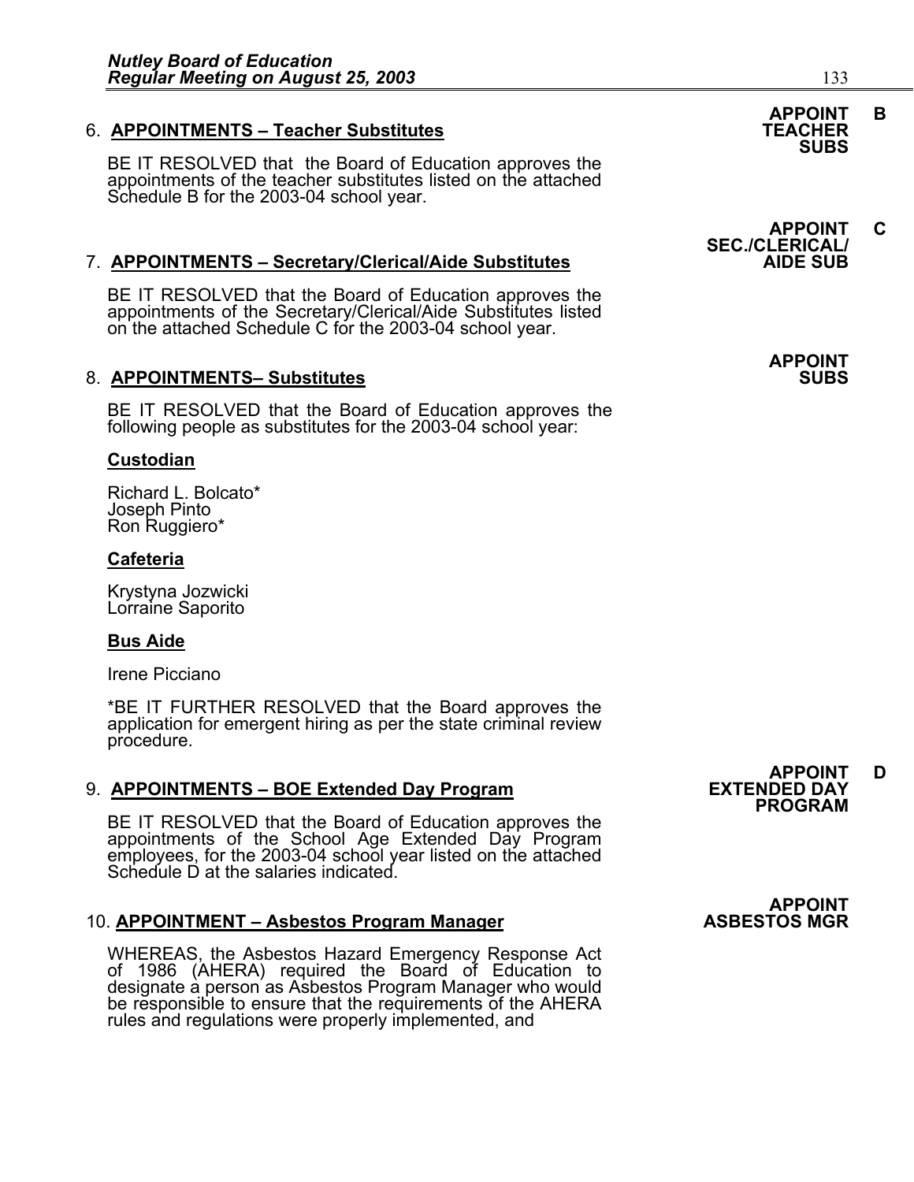6. **APPOINTMENTS – Teacher Substitutes**

**APPOINT TEACHER SUBS** **B**

BE IT RESOLVED that the Board of Education approves the appointments of the teacher substitutes listed on the attached Schedule B for the 2003-04 school year.

7. **APPOINTMENTS – Secretary/Clerical/Aide Substitutes**

**APPOINT SEC./CLERICAL/ AIDE SUB** **C**

BE IT RESOLVED that the Board of Education approves the appointments of the Secretary/Clerical/Aide Substitutes listed on the attached Schedule C for the 2003-04 school year.

8. **APPOINTMENTS– Substitutes**

**APPOINT SUBS**

BE IT RESOLVED that the Board of Education approves the following people as substitutes for the 2003-04 school year:

**Custodian**

Richard L. Bolcato*
Joseph Pinto
Ron Ruggiero*

**Cafeteria**

Krystyna Jozwicki
Lorraine Saporito

**Bus Aide**

Irene Picciano

*BE IT FURTHER RESOLVED that the Board approves the application for emergent hiring as per the state criminal review procedure.

9. **APPOINTMENTS – BOE Extended Day Program**

**APPOINT EXTENDED DAY PROGRAM** **D**

BE IT RESOLVED that the Board of Education approves the appointments of the School Age Extended Day Program employees, for the 2003-04 school year listed on the attached Schedule D at the salaries indicated.

10. **APPOINTMENT – Asbestos Program Manager**

**APPOINT ASBESTOS MGR**

WHEREAS, the Asbestos Hazard Emergency Response Act of 1986 (AHERA) required the Board of Education to designate a person as Asbestos Program Manager who would be responsible to ensure that the requirements of the AHERA rules and regulations were properly implemented, and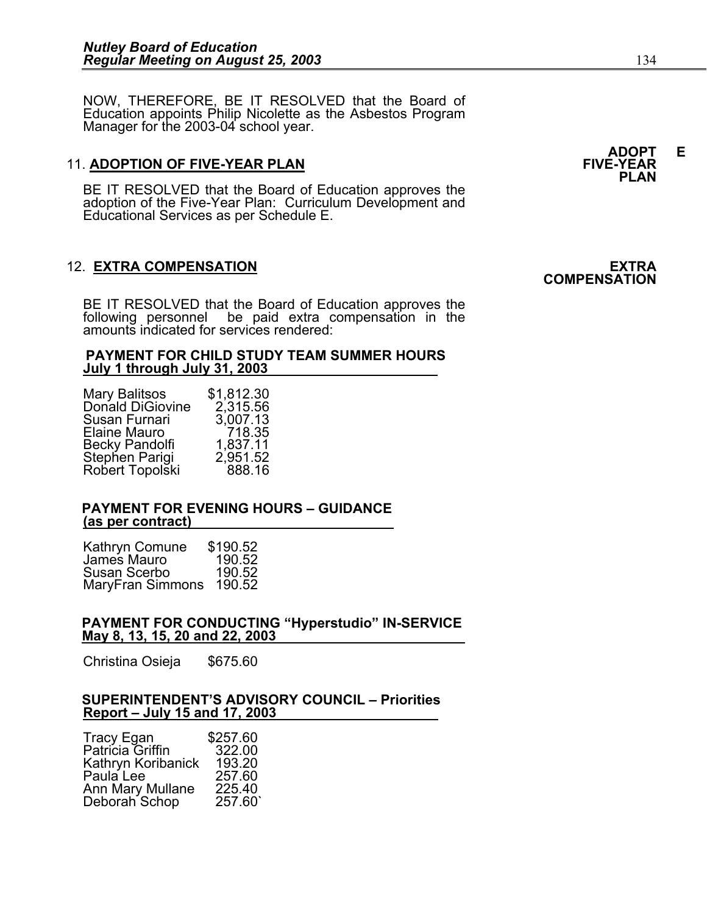NOW, THEREFORE, BE IT RESOLVED that the Board of Education appoints Philip Nicolette as the Asbestos Program Manager for the 2003-04 school year.

**ADOPT E FIVE-YEAR PLAN**

11. **ADOPTION OF FIVE-YEAR PLAN**

BE IT RESOLVED that the Board of Education approves the adoption of the Five-Year Plan: Curriculum Development and Educational Services as per Schedule E.

**EXTRA COMPENSATION**

12. **EXTRA COMPENSATION**

BE IT RESOLVED that the Board of Education approves the following personnel be paid extra compensation in the amounts indicated for services rendered:

**PAYMENT FOR CHILD STUDY TEAM SUMMER HOURS**
**July 1 through July 31, 2003**

| | |
|---|---|
| Mary Balitsos | $1,812.30 |
| Donald DiGiovine | 2,315.56 |
| Susan Furnari | 3,007.13 |
| Elaine Mauro | 718.35 |
| Becky Pandolfi | 1,837.11 |
| Stephen Parigi | 2,951.52 |
| Robert Topolski | 888.16 |

**PAYMENT FOR EVENING HOURS – GUIDANCE**
**(as per contract)**

| | |
|---|---|
| Kathryn Comune | $190.52 |
| James Mauro | 190.52 |
| Susan Scerbo | 190.52 |
| MaryFran Simmons | 190.52 |

**PAYMENT FOR CONDUCTING "Hyperstudio" IN-SERVICE**
**May 8, 13, 15, 20 and 22, 2003**

| | |
|---|---|
| Christina Osieja | $675.60 |

**SUPERINTENDENT'S ADVISORY COUNCIL – Priorities**
**Report – July 15 and 17, 2003**

| | |
|---|---|
| Tracy Egan | $257.60 |
| Patricia Griffin | 322.00 |
| Kathryn Koribanick | 193.20 |
| Paula Lee | 257.60 |
| Ann Mary Mullane | 225.40 |
| Deborah Schop | 257.60` |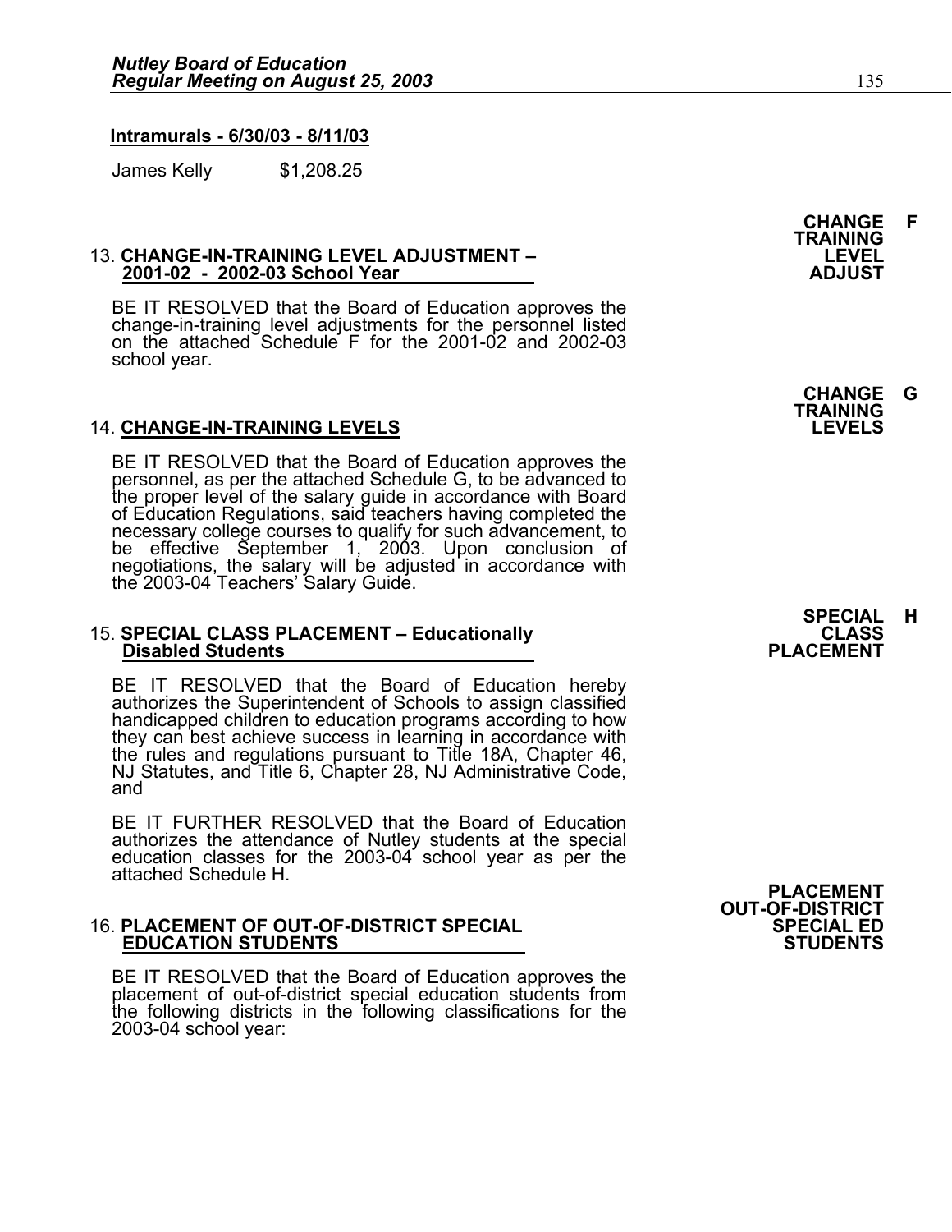**Intramurals - 6/30/03 - 8/11/03**

James Kelly $1,208.25

**CHANGE TRAINING LEVEL ADJUST** F

13. **CHANGE-IN-TRAINING LEVEL ADJUSTMENT – 2001-02 - 2002-03 School Year**

BE IT RESOLVED that the Board of Education approves the change-in-training level adjustments for the personnel listed on the attached Schedule F for the 2001-02 and 2002-03 school year.

**CHANGE TRAINING LEVELS** G

14. **CHANGE-IN-TRAINING LEVELS**

BE IT RESOLVED that the Board of Education approves the personnel, as per the attached Schedule G, to be advanced to the proper level of the salary guide in accordance with Board of Education Regulations, said teachers having completed the necessary college courses to qualify for such advancement, to be effective September 1, 2003. Upon conclusion of negotiations, the salary will be adjusted in accordance with the 2003-04 Teachers' Salary Guide.

**SPECIAL CLASS PLACEMENT** H

15. **SPECIAL CLASS PLACEMENT – Educationally Disabled Students**

BE IT RESOLVED that the Board of Education hereby authorizes the Superintendent of Schools to assign classified handicapped children to education programs according to how they can best achieve success in learning in accordance with the rules and regulations pursuant to Title 18A, Chapter 46, NJ Statutes, and Title 6, Chapter 28, NJ Administrative Code, and

BE IT FURTHER RESOLVED that the Board of Education authorizes the attendance of Nutley students at the special education classes for the 2003-04 school year as per the attached Schedule H.

**PLACEMENT OUT-OF-DISTRICT SPECIAL ED STUDENTS**

16. **PLACEMENT OF OUT-OF-DISTRICT SPECIAL EDUCATION STUDENTS**

BE IT RESOLVED that the Board of Education approves the placement of out-of-district special education students from the following districts in the following classifications for the 2003-04 school year: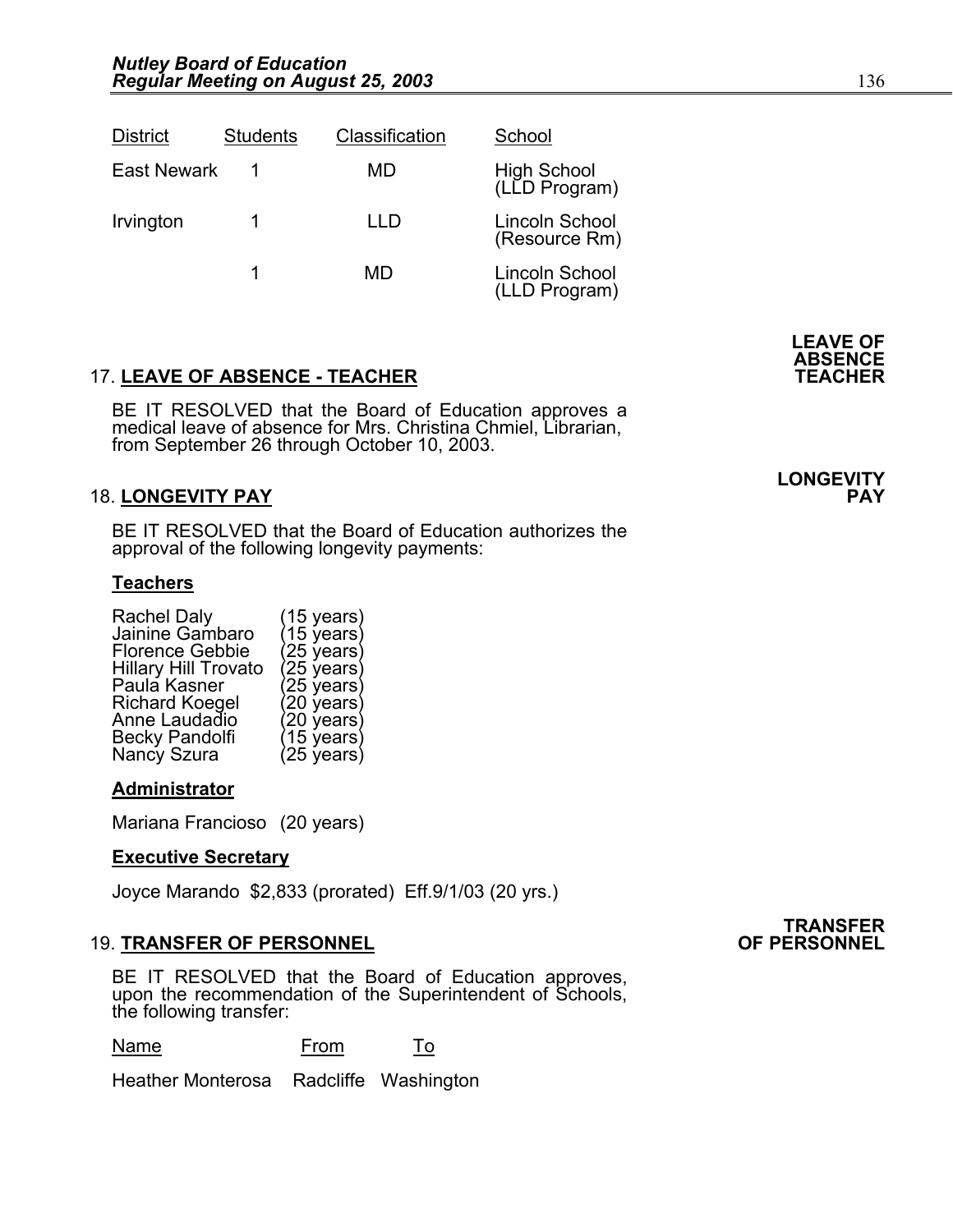| District | Students | Classification | School |
| --- | --- | --- | --- |
| East Newark | 1 | MD | High School (LLD Program) |
| Irvington | 1 | LLD | Lincoln School (Resource Rm) |
| | 1 | MD | Lincoln School (LLD Program) |

**LEAVE OF ABSENCE TEACHER**

17. **LEAVE OF ABSENCE - TEACHER**

BE IT RESOLVED that the Board of Education approves a medical leave of absence for Mrs. Christina Chmiel, Librarian, from September 26 through October 10, 2003.

**LONGEVITY PAY**

18. **LONGEVITY PAY**

BE IT RESOLVED that the Board of Education authorizes the approval of the following longevity payments:

**Teachers**

| | |
| --- | --- |
| Rachel Daly | (15 years) |
| Jainine Gambaro | (15 years) |
| Florence Gebbie | (25 years) |
| Hillary Hill Trovato | (25 years) |
| Paula Kasner | (25 years) |
| Richard Koegel | (20 years) |
| Anne Laudadio | (20 years) |
| Becky Pandolfi | (15 years) |
| Nancy Szura | (25 years) |

**Administrator**

Mariana Francioso (20 years)

**Executive Secretary**

Joyce Marando $2,833 (prorated) Eff.9/1/03 (20 yrs.)

**TRANSFER OF PERSONNEL**

19. **TRANSFER OF PERSONNEL**

BE IT RESOLVED that the Board of Education approves, upon the recommendation of the Superintendent of Schools, the following transfer:

| Name | From | To |
| --- | --- | --- |
| Heather Monterosa | Radcliffe | Washington |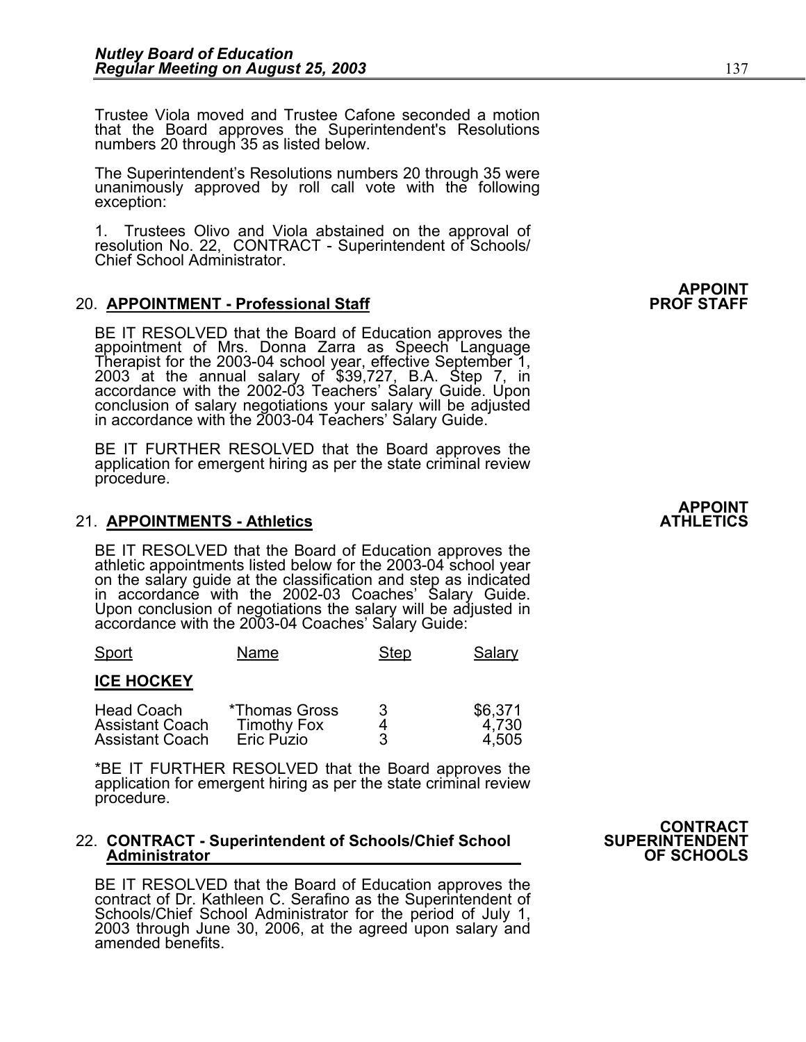Trustee Viola moved and Trustee Cafone seconded a motion that the Board approves the Superintendent's Resolutions numbers 20 through 35 as listed below.

The Superintendent's Resolutions numbers 20 through 35 were unanimously approved by roll call vote with the following exception:

1. Trustees Olivo and Viola abstained on the approval of resolution No. 22, CONTRACT - Superintendent of Schools/ Chief School Administrator.

**APPOINT PROF STAFF**

20. **APPOINTMENT - Professional Staff**

BE IT RESOLVED that the Board of Education approves the appointment of Mrs. Donna Zarra as Speech Language Therapist for the 2003-04 school year, effective September 1, 2003 at the annual salary of $39,727, B.A. Step 7, in accordance with the 2002-03 Teachers' Salary Guide. Upon conclusion of salary negotiations your salary will be adjusted in accordance with the 2003-04 Teachers' Salary Guide.

BE IT FURTHER RESOLVED that the Board approves the application for emergent hiring as per the state criminal review procedure.

**APPOINT ATHLETICS**

21. **APPOINTMENTS - Athletics**

BE IT RESOLVED that the Board of Education approves the athletic appointments listed below for the 2003-04 school year on the salary guide at the classification and step as indicated in accordance with the 2002-03 Coaches' Salary Guide. Upon conclusion of negotiations the salary will be adjusted in accordance with the 2003-04 Coaches' Salary Guide:

| Sport | Name | Step | Salary |
|---|---|---|---|
| **ICE HOCKEY** | | | |
| Head Coach | *Thomas Gross | 3 | $6,371 |
| Assistant Coach | Timothy Fox | 4 | 4,730 |
| Assistant Coach | Eric Puzio | 3 | 4,505 |

*BE IT FURTHER RESOLVED that the Board approves the application for emergent hiring as per the state criminal review procedure.

**CONTRACT SUPERINTENDENT OF SCHOOLS**

22. **CONTRACT - Superintendent of Schools/Chief School Administrator**

BE IT RESOLVED that the Board of Education approves the contract of Dr. Kathleen C. Serafino as the Superintendent of Schools/Chief School Administrator for the period of July 1, 2003 through June 30, 2006, at the agreed upon salary and amended benefits.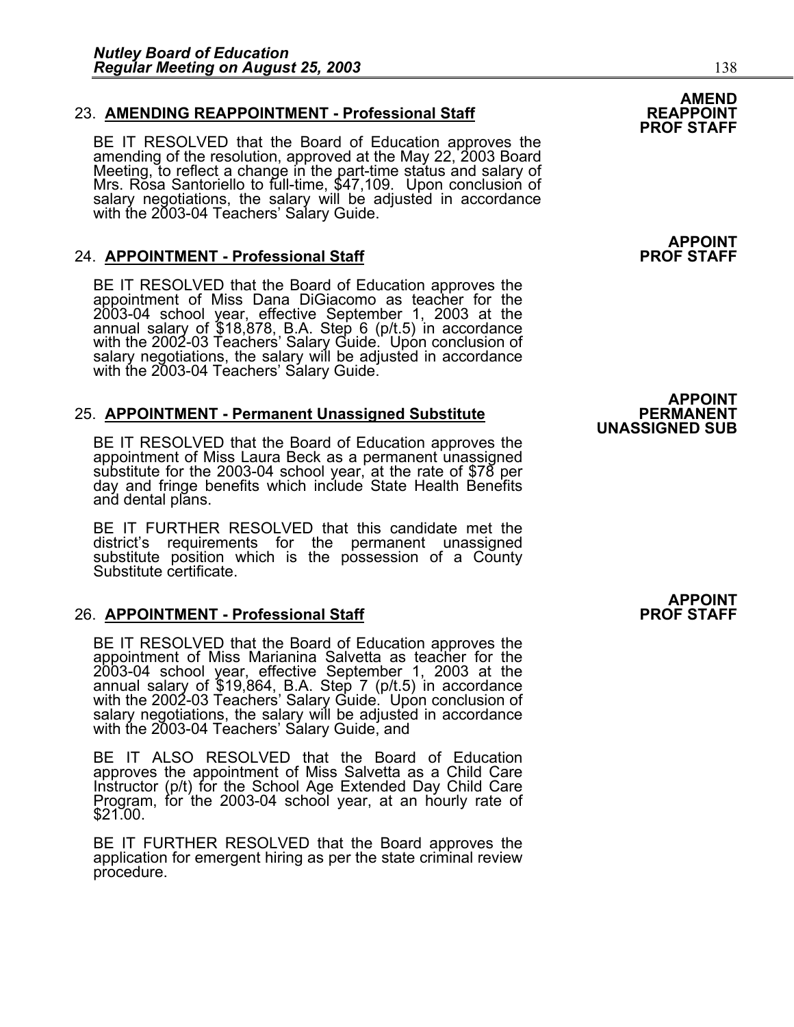23. **AMENDING REAPPOINTMENT - Professional Staff**

**AMEND REAPPOINT PROF STAFF**

BE IT RESOLVED that the Board of Education approves the amending of the resolution, approved at the May 22, 2003 Board Meeting, to reflect a change in the part-time status and salary of Mrs. Rosa Santoriello to full-time, $47,109. Upon conclusion of salary negotiations, the salary will be adjusted in accordance with the 2003-04 Teachers' Salary Guide.

24. **APPOINTMENT - Professional Staff**

**APPOINT PROF STAFF**

BE IT RESOLVED that the Board of Education approves the appointment of Miss Dana DiGiacomo as teacher for the 2003-04 school year, effective September 1, 2003 at the annual salary of $18,878, B.A. Step 6 (p/t.5) in accordance with the 2002-03 Teachers' Salary Guide. Upon conclusion of salary negotiations, the salary will be adjusted in accordance with the 2003-04 Teachers' Salary Guide.

25. **APPOINTMENT - Permanent Unassigned Substitute**

**APPOINT PERMANENT UNASSIGNED SUB**

BE IT RESOLVED that the Board of Education approves the appointment of Miss Laura Beck as a permanent unassigned substitute for the 2003-04 school year, at the rate of $78 per day and fringe benefits which include State Health Benefits and dental plans.

BE IT FURTHER RESOLVED that this candidate met the district's requirements for the permanent unassigned substitute position which is the possession of a County Substitute certificate.

26. **APPOINTMENT - Professional Staff**

**APPOINT PROF STAFF**

BE IT RESOLVED that the Board of Education approves the appointment of Miss Marianina Salvetta as teacher for the 2003-04 school year, effective September 1, 2003 at the annual salary of $19,864, B.A. Step 7 (p/t.5) in accordance with the 2002-03 Teachers' Salary Guide. Upon conclusion of salary negotiations, the salary will be adjusted in accordance with the 2003-04 Teachers' Salary Guide, and

BE IT ALSO RESOLVED that the Board of Education approves the appointment of Miss Salvetta as a Child Care Instructor (p/t) for the School Age Extended Day Child Care Program, for the 2003-04 school year, at an hourly rate of $21.00.

BE IT FURTHER RESOLVED that the Board approves the application for emergent hiring as per the state criminal review procedure.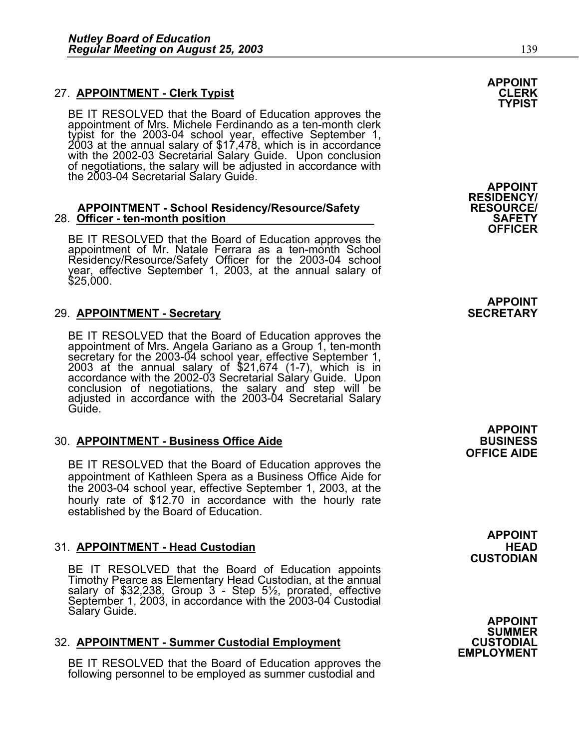**APPOINT CLERK TYPIST**

27. **APPOINTMENT - Clerk Typist**

BE IT RESOLVED that the Board of Education approves the appointment of Mrs. Michele Ferdinando as a ten-month clerk typist for the 2003-04 school year, effective September 1, 2003 at the annual salary of $17,478, which is in accordance with the 2002-03 Secretarial Salary Guide. Upon conclusion of negotiations, the salary will be adjusted in accordance with the 2003-04 Secretarial Salary Guide.

**APPOINT RESIDENCY/ RESOURCE/ SAFETY OFFICER**

28. **APPOINTMENT - School Residency/Resource/Safety Officer - ten-month position**

BE IT RESOLVED that the Board of Education approves the appointment of Mr. Natale Ferrara as a ten-month School Residency/Resource/Safety Officer for the 2003-04 school year, effective September 1, 2003, at the annual salary of $25,000.

**APPOINT SECRETARY**

29. **APPOINTMENT - Secretary**

BE IT RESOLVED that the Board of Education approves the appointment of Mrs. Angela Gariano as a Group 1, ten-month secretary for the 2003-04 school year, effective September 1, 2003 at the annual salary of $21,674 (1-7), which is in accordance with the 2002-03 Secretarial Salary Guide. Upon conclusion of negotiations, the salary and step will be adjusted in accordance with the 2003-04 Secretarial Salary Guide.

**APPOINT BUSINESS OFFICE AIDE**

30. **APPOINTMENT - Business Office Aide**

BE IT RESOLVED that the Board of Education approves the appointment of Kathleen Spera as a Business Office Aide for the 2003-04 school year, effective September 1, 2003, at the hourly rate of $12.70 in accordance with the hourly rate established by the Board of Education.

**APPOINT HEAD CUSTODIAN**

31. **APPOINTMENT - Head Custodian**

BE IT RESOLVED that the Board of Education appoints Timothy Pearce as Elementary Head Custodian, at the annual salary of $32,238, Group 3 - Step 5½, prorated, effective September 1, 2003, in accordance with the 2003-04 Custodial Salary Guide.

**APPOINT SUMMER CUSTODIAL EMPLOYMENT**

32. **APPOINTMENT - Summer Custodial Employment**

BE IT RESOLVED that the Board of Education approves the following personnel to be employed as summer custodial and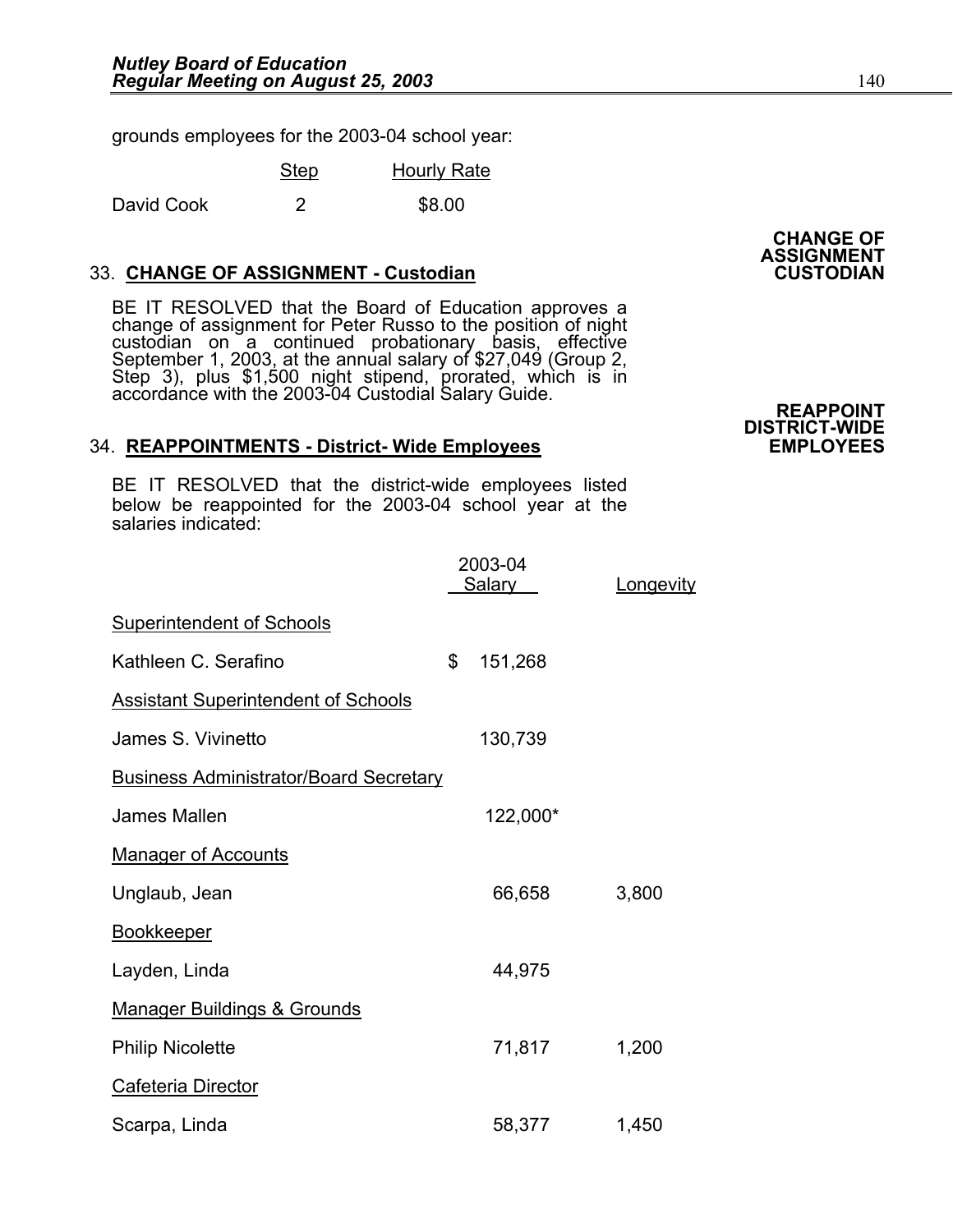grounds employees for the 2003-04 school year:

| | Step | Hourly Rate |
|---|---|---|
| David Cook | 2 | $8.00 |

**CHANGE OF ASSIGNMENT CUSTODIAN**

33. **CHANGE OF ASSIGNMENT - Custodian**

BE IT RESOLVED that the Board of Education approves a change of assignment for Peter Russo to the position of night custodian on a continued probationary basis, effective September 1, 2003, at the annual salary of $27,049 (Group 2, Step 3), plus $1,500 night stipend, prorated, which is in accordance with the 2003-04 Custodial Salary Guide.

**REAPPOINT DISTRICT-WIDE EMPLOYEES**

34. **REAPPOINTMENTS - District- Wide Employees**

BE IT RESOLVED that the district-wide employees listed below be reappointed for the 2003-04 school year at the salaries indicated:

| | 2003-04 Salary | Longevity |
|---|---|---|
| Superintendent of Schools | | |
| Kathleen C. Serafino | $ 151,268 | |
| Assistant Superintendent of Schools | | |
| James S. Vivinetto | 130,739 | |
| Business Administrator/Board Secretary | | |
| James Mallen | 122,000* | |
| Manager of Accounts | | |
| Unglaub, Jean | 66,658 | 3,800 |
| Bookkeeper | | |
| Layden, Linda | 44,975 | |
| Manager Buildings & Grounds | | |
| Philip Nicolette | 71,817 | 1,200 |
| Cafeteria Director | | |
| Scarpa, Linda | 58,377 | 1,450 |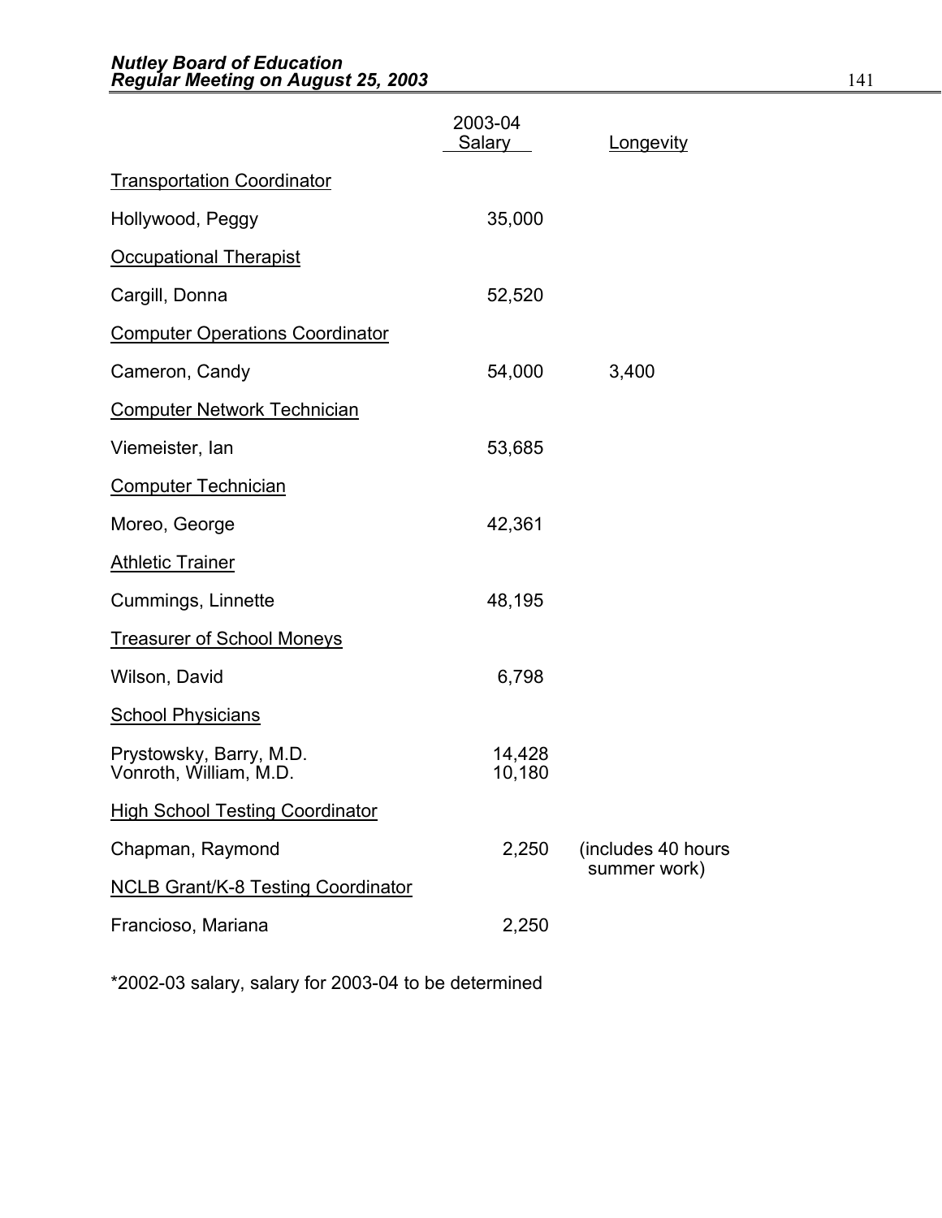| | 2003-04 Salary | Longevity |
|---|---|---|
| Transportation Coordinator | | |
| Hollywood, Peggy | 35,000 | |
| Occupational Therapist | | |
| Cargill, Donna | 52,520 | |
| Computer Operations Coordinator | | |
| Cameron, Candy | 54,000 | 3,400 |
| Computer Network Technician | | |
| Viemeister, Ian | 53,685 | |
| Computer Technician | | |
| Moreo, George | 42,361 | |
| Athletic Trainer | | |
| Cummings, Linnette | 48,195 | |
| Treasurer of School Moneys | | |
| Wilson, David | 6,798 | |
| School Physicians | | |
| Prystowsky, Barry, M.D. | 14,428 | |
| Vonroth, William, M.D. | 10,180 | |
| High School Testing Coordinator | | |
| Chapman, Raymond | 2,250 | (includes 40 hours summer work) |
| NCLB Grant/K-8 Testing Coordinator | | |
| Francioso, Mariana | 2,250 | |

*2002-03 salary, salary for 2003-04 to be determined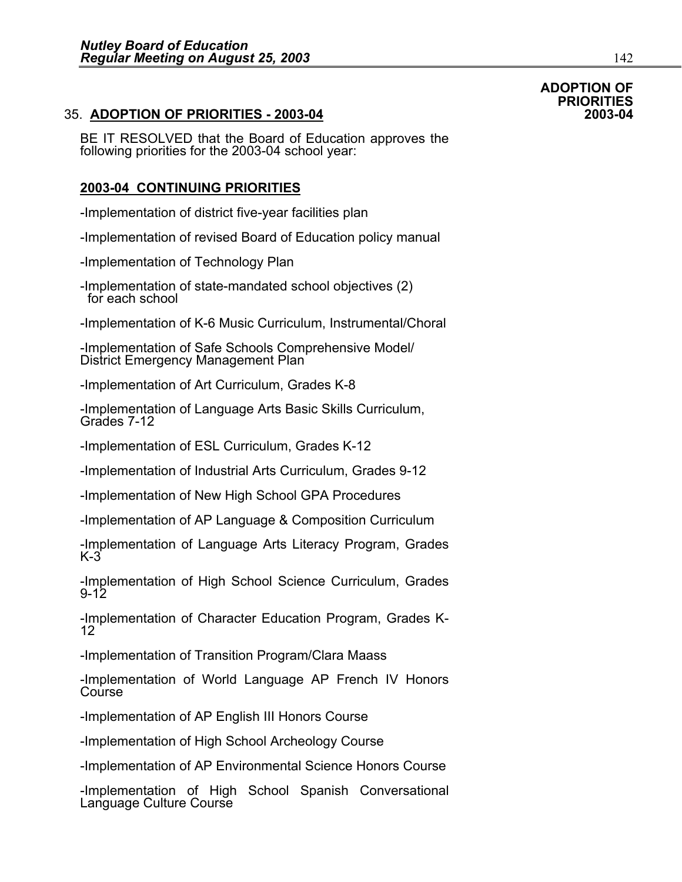**ADOPTION OF PRIORITIES 2003-04**

35. **ADOPTION OF PRIORITIES - 2003-04**

BE IT RESOLVED that the Board of Education approves the following priorities for the 2003-04 school year:

**2003-04 CONTINUING PRIORITIES**

-Implementation of district five-year facilities plan

-Implementation of revised Board of Education policy manual

-Implementation of Technology Plan

-Implementation of state-mandated school objectives (2) for each school

-Implementation of K-6 Music Curriculum, Instrumental/Choral

-Implementation of Safe Schools Comprehensive Model/ District Emergency Management Plan

-Implementation of Art Curriculum, Grades K-8

-Implementation of Language Arts Basic Skills Curriculum, Grades 7-12

-Implementation of ESL Curriculum, Grades K-12

-Implementation of Industrial Arts Curriculum, Grades 9-12

-Implementation of New High School GPA Procedures

-Implementation of AP Language & Composition Curriculum

-Implementation of Language Arts Literacy Program, Grades K-3

-Implementation of High School Science Curriculum, Grades 9-12

-Implementation of Character Education Program, Grades K-12

-Implementation of Transition Program/Clara Maass

-Implementation of World Language AP French IV Honors Course

-Implementation of AP English III Honors Course

-Implementation of High School Archeology Course

-Implementation of AP Environmental Science Honors Course

-Implementation of High School Spanish Conversational Language Culture Course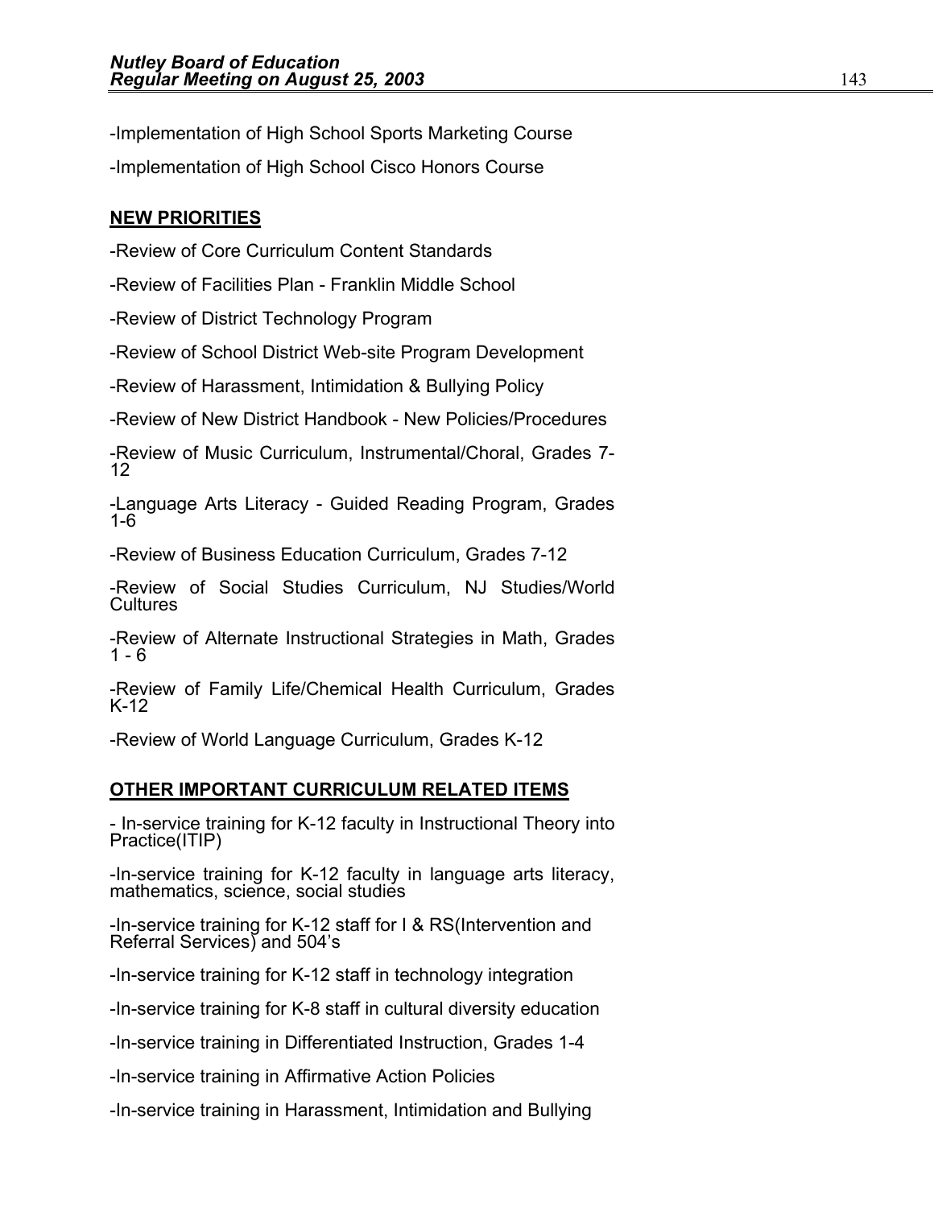-Implementation of High School Sports Marketing Course

-Implementation of High School Cisco Honors Course

**NEW PRIORITIES**

-Review of Core Curriculum Content Standards

-Review of Facilities Plan - Franklin Middle School

-Review of District Technology Program

-Review of School District Web-site Program Development

-Review of Harassment, Intimidation & Bullying Policy

-Review of New District Handbook - New Policies/Procedures

-Review of Music Curriculum, Instrumental/Choral, Grades 7-12

-Language Arts Literacy - Guided Reading Program, Grades 1-6

-Review of Business Education Curriculum, Grades 7-12

-Review of Social Studies Curriculum, NJ Studies/World Cultures

-Review of Alternate Instructional Strategies in Math, Grades 1 - 6

-Review of Family Life/Chemical Health Curriculum, Grades K-12

-Review of World Language Curriculum, Grades K-12

**OTHER IMPORTANT CURRICULUM RELATED ITEMS**

- In-service training for K-12 faculty in Instructional Theory into Practice(ITIP)

-In-service training for K-12 faculty in language arts literacy, mathematics, science, social studies

-In-service training for K-12 staff for I & RS(Intervention and Referral Services) and 504's

-In-service training for K-12 staff in technology integration

-In-service training for K-8 staff in cultural diversity education

-In-service training in Differentiated Instruction, Grades 1-4

-In-service training in Affirmative Action Policies

-In-service training in Harassment, Intimidation and Bullying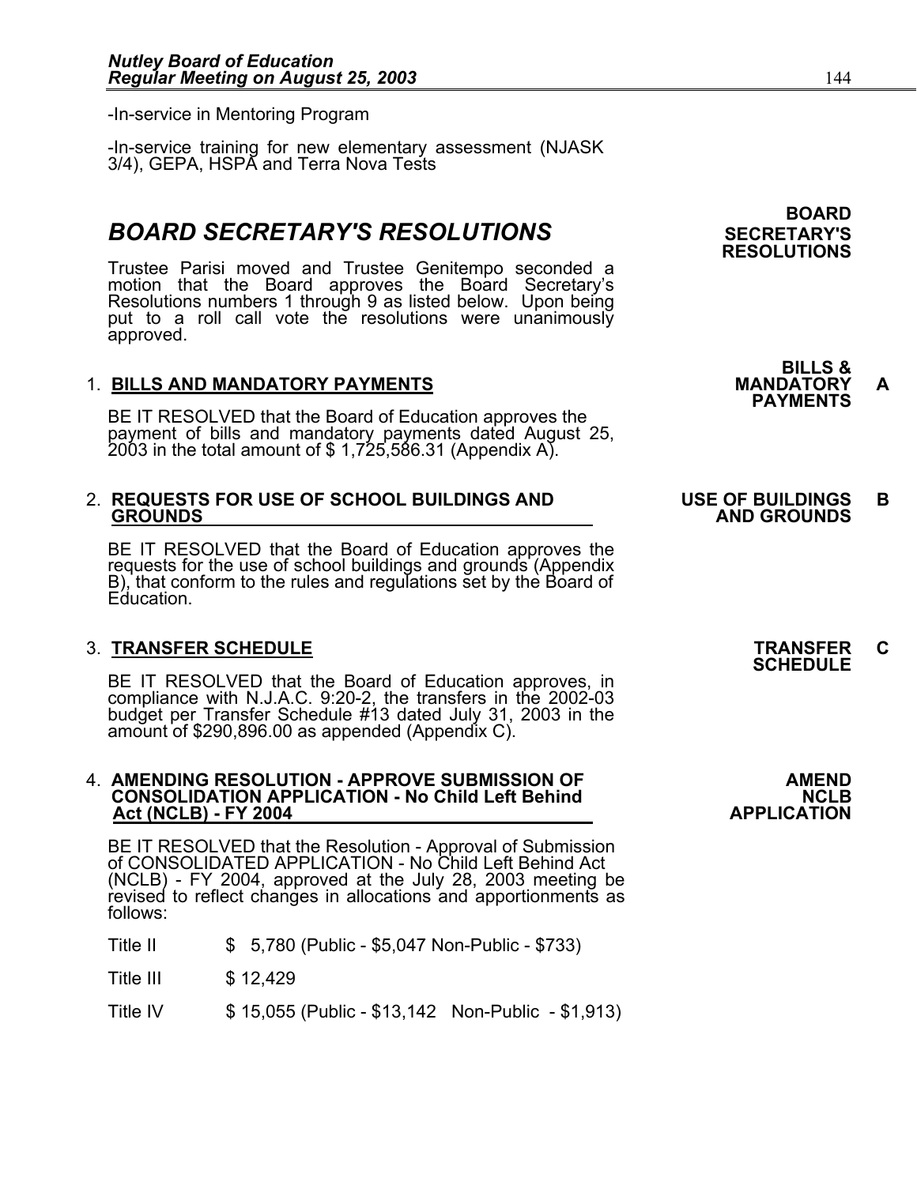-In-service in Mentoring Program

-In-service training for new elementary assessment (NJASK 3/4), GEPA, HSPA and Terra Nova Tests

## *BOARD SECRETARY'S RESOLUTIONS*

**BOARD SECRETARY'S RESOLUTIONS**

Trustee Parisi moved and Trustee Genitempo seconded a motion that the Board approves the Board Secretary's Resolutions numbers 1 through 9 as listed below. Upon being put to a roll call vote the resolutions were unanimously approved.

1. **BILLS AND MANDATORY PAYMENTS**

**BILLS & MANDATORY PAYMENTS** **A**

BE IT RESOLVED that the Board of Education approves the payment of bills and mandatory payments dated August 25, 2003 in the total amount of $ 1,725,586.31 (Appendix A).

2. **REQUESTS FOR USE OF SCHOOL BUILDINGS AND GROUNDS**

**USE OF BUILDINGS AND GROUNDS** **B**

BE IT RESOLVED that the Board of Education approves the requests for the use of school buildings and grounds (Appendix B), that conform to the rules and regulations set by the Board of Education.

3. **TRANSFER SCHEDULE**

**TRANSFER SCHEDULE** **C**

BE IT RESOLVED that the Board of Education approves, in compliance with N.J.A.C. 9:20-2, the transfers in the 2002-03 budget per Transfer Schedule #13 dated July 31, 2003 in the amount of $290,896.00 as appended (Appendix C).

4. **AMENDING RESOLUTION - APPROVE SUBMISSION OF CONSOLIDATION APPLICATION - No Child Left Behind Act (NCLB) - FY 2004**

**AMEND NCLB APPLICATION**

BE IT RESOLVED that the Resolution - Approval of Submission of CONSOLIDATED APPLICATION - No Child Left Behind Act (NCLB) - FY 2004, approved at the July 28, 2003 meeting be revised to reflect changes in allocations and apportionments as follows:

Title II $ 5,780 (Public - $5,047 Non-Public - $733)

Title III $ 12,429

Title IV $ 15,055 (Public - $13,142 Non-Public - $1,913)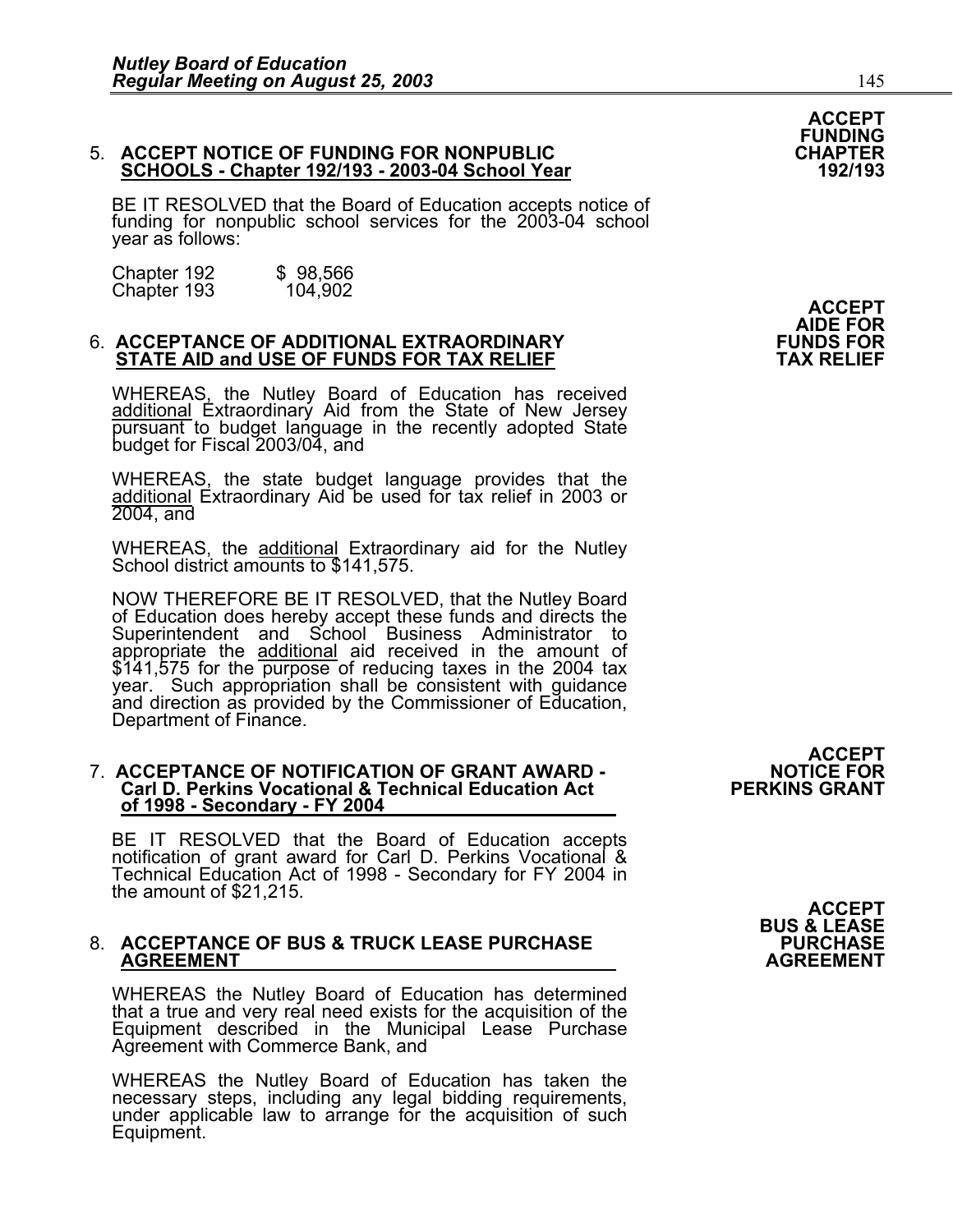**ACCEPT FUNDING CHAPTER 192/193**

5. **ACCEPT NOTICE OF FUNDING FOR NONPUBLIC SCHOOLS - Chapter 192/193 - 2003-04 School Year**

BE IT RESOLVED that the Board of Education accepts notice of funding for nonpublic school services for the 2003-04 school year as follows:

| | |
|---|---|
| Chapter 192 | $ 98,566 |
| Chapter 193 | 104,902 |

**ACCEPT AIDE FOR FUNDS FOR TAX RELIEF**

6. **ACCEPTANCE OF ADDITIONAL EXTRAORDINARY STATE AID and USE OF FUNDS FOR TAX RELIEF**

WHEREAS, the Nutley Board of Education has received additional Extraordinary Aid from the State of New Jersey pursuant to budget language in the recently adopted State budget for Fiscal 2003/04, and

WHEREAS, the state budget language provides that the additional Extraordinary Aid be used for tax relief in 2003 or 2004, and

WHEREAS, the additional Extraordinary aid for the Nutley School district amounts to $141,575.

NOW THEREFORE BE IT RESOLVED, that the Nutley Board of Education does hereby accept these funds and directs the Superintendent and School Business Administrator to appropriate the additional aid received in the amount of $141,575 for the purpose of reducing taxes in the 2004 tax year. Such appropriation shall be consistent with guidance and direction as provided by the Commissioner of Education, Department of Finance.

**ACCEPT NOTICE FOR PERKINS GRANT**

7. **ACCEPTANCE OF NOTIFICATION OF GRANT AWARD - Carl D. Perkins Vocational & Technical Education Act of 1998 - Secondary - FY 2004**

BE IT RESOLVED that the Board of Education accepts notification of grant award for Carl D. Perkins Vocational & Technical Education Act of 1998 - Secondary for FY 2004 in the amount of $21,215.

**ACCEPT BUS & LEASE PURCHASE AGREEMENT**

8. **ACCEPTANCE OF BUS & TRUCK LEASE PURCHASE AGREEMENT**

WHEREAS the Nutley Board of Education has determined that a true and very real need exists for the acquisition of the Equipment described in the Municipal Lease Purchase Agreement with Commerce Bank, and

WHEREAS the Nutley Board of Education has taken the necessary steps, including any legal bidding requirements, under applicable law to arrange for the acquisition of such Equipment.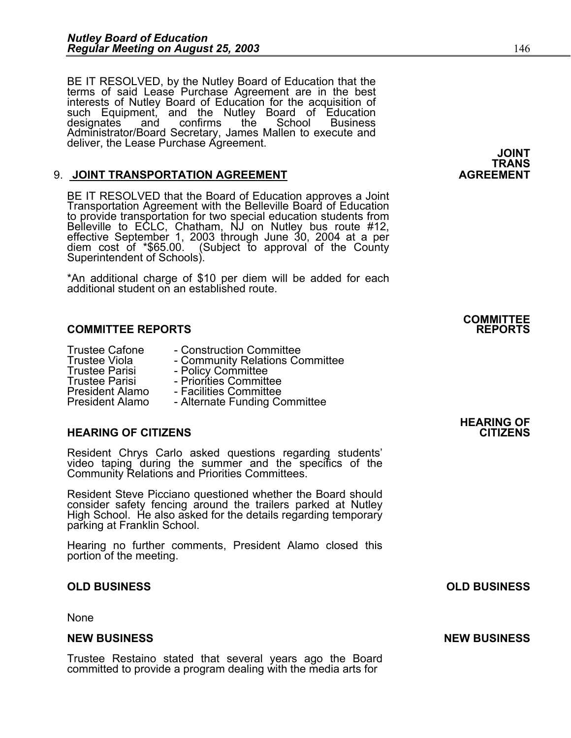BE IT RESOLVED, by the Nutley Board of Education that the terms of said Lease Purchase Agreement are in the best interests of Nutley Board of Education for the acquisition of such Equipment, and the Nutley Board of Education designates and confirms the School Business Administrator/Board Secretary, James Mallen to execute and deliver, the Lease Purchase Agreement.

**JOINT TRANS AGREEMENT**

9. **JOINT TRANSPORTATION AGREEMENT**

BE IT RESOLVED that the Board of Education approves a Joint Transportation Agreement with the Belleville Board of Education to provide transportation for two special education students from Belleville to ECLC, Chatham, NJ on Nutley bus route #12, effective September 1, 2003 through June 30, 2004 at a per diem cost of *$65.00. (Subject to approval of the County Superintendent of Schools).

*An additional charge of $10 per diem will be added for each additional student on an established route.

**COMMITTEE REPORTS**

### COMMITTEE REPORTS

| | |
|---|---|
| Trustee Cafone | - Construction Committee |
| Trustee Viola | - Community Relations Committee |
| Trustee Parisi | - Policy Committee |
| Trustee Parisi | - Priorities Committee |
| President Alamo | - Facilities Committee |
| President Alamo | - Alternate Funding Committee |

**HEARING OF CITIZENS**

### HEARING OF CITIZENS

Resident Chrys Carlo asked questions regarding students' video taping during the summer and the specifics of the Community Relations and Priorities Committees.

Resident Steve Picciano questioned whether the Board should consider safety fencing around the trailers parked at Nutley High School. He also asked for the details regarding temporary parking at Franklin School.

Hearing no further comments, President Alamo closed this portion of the meeting.

### OLD BUSINESS

**OLD BUSINESS**

None

### NEW BUSINESS

**NEW BUSINESS**

Trustee Restaino stated that several years ago the Board committed to provide a program dealing with the media arts for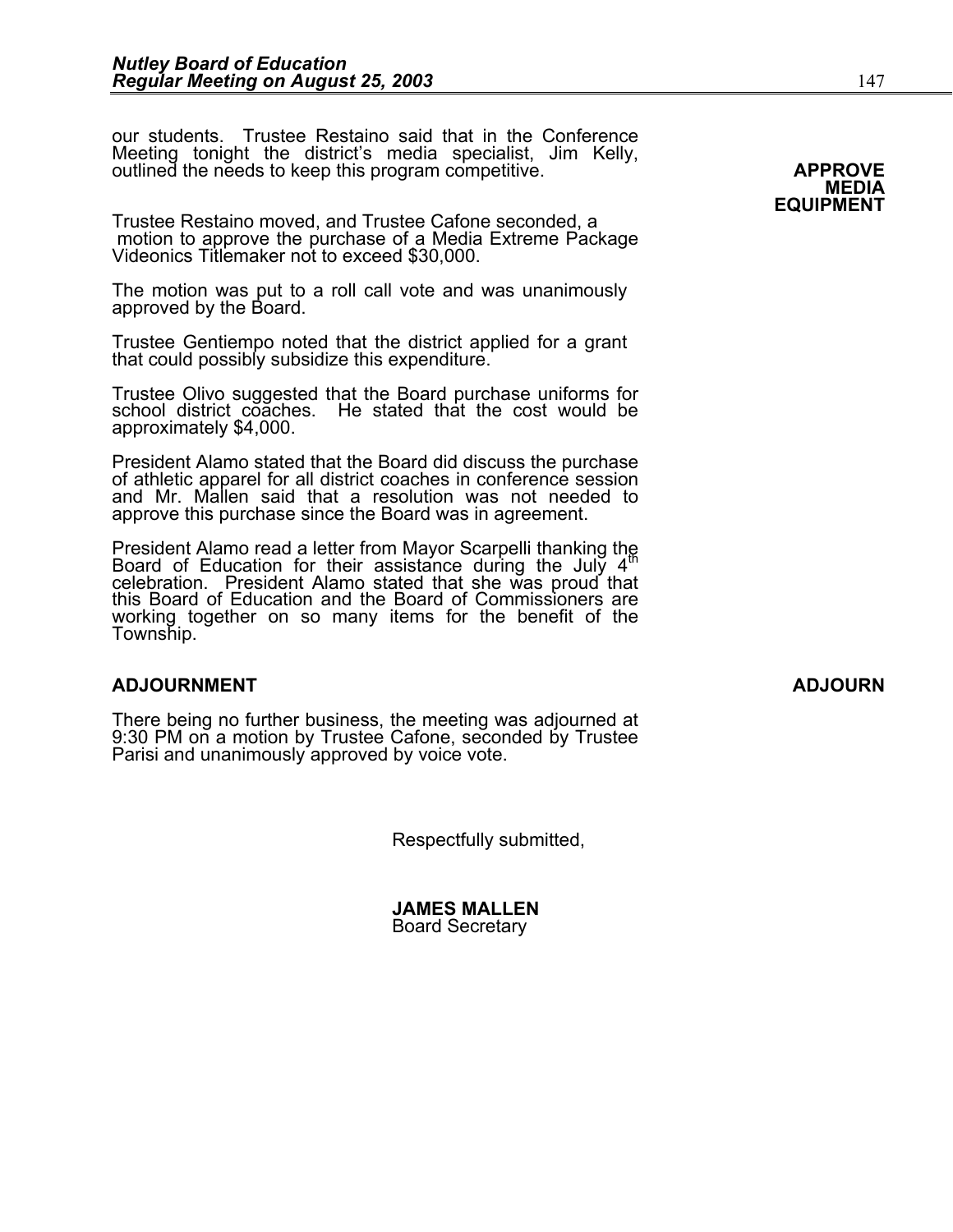our students. Trustee Restaino said that in the Conference Meeting tonight the district's media specialist, Jim Kelly, outlined the needs to keep this program competitive.

**APPROVE MEDIA EQUIPMENT**

Trustee Restaino moved, and Trustee Cafone seconded, a motion to approve the purchase of a Media Extreme Package Videonics Titlemaker not to exceed $30,000.

The motion was put to a roll call vote and was unanimously approved by the Board.

Trustee Gentiempo noted that the district applied for a grant that could possibly subsidize this expenditure.

Trustee Olivo suggested that the Board purchase uniforms for school district coaches. He stated that the cost would be approximately $4,000.

President Alamo stated that the Board did discuss the purchase of athletic apparel for all district coaches in conference session and Mr. Mallen said that a resolution was not needed to approve this purchase since the Board was in agreement.

President Alamo read a letter from Mayor Scarpelli thanking the Board of Education for their assistance during the July 4th celebration. President Alamo stated that she was proud that this Board of Education and the Board of Commissioners are working together on so many items for the benefit of the Township.

## ADJOURNMENT

**ADJOURN**

There being no further business, the meeting was adjourned at 9:30 PM on a motion by Trustee Cafone, seconded by Trustee Parisi and unanimously approved by voice vote.

Respectfully submitted,

**JAMES MALLEN**
Board Secretary